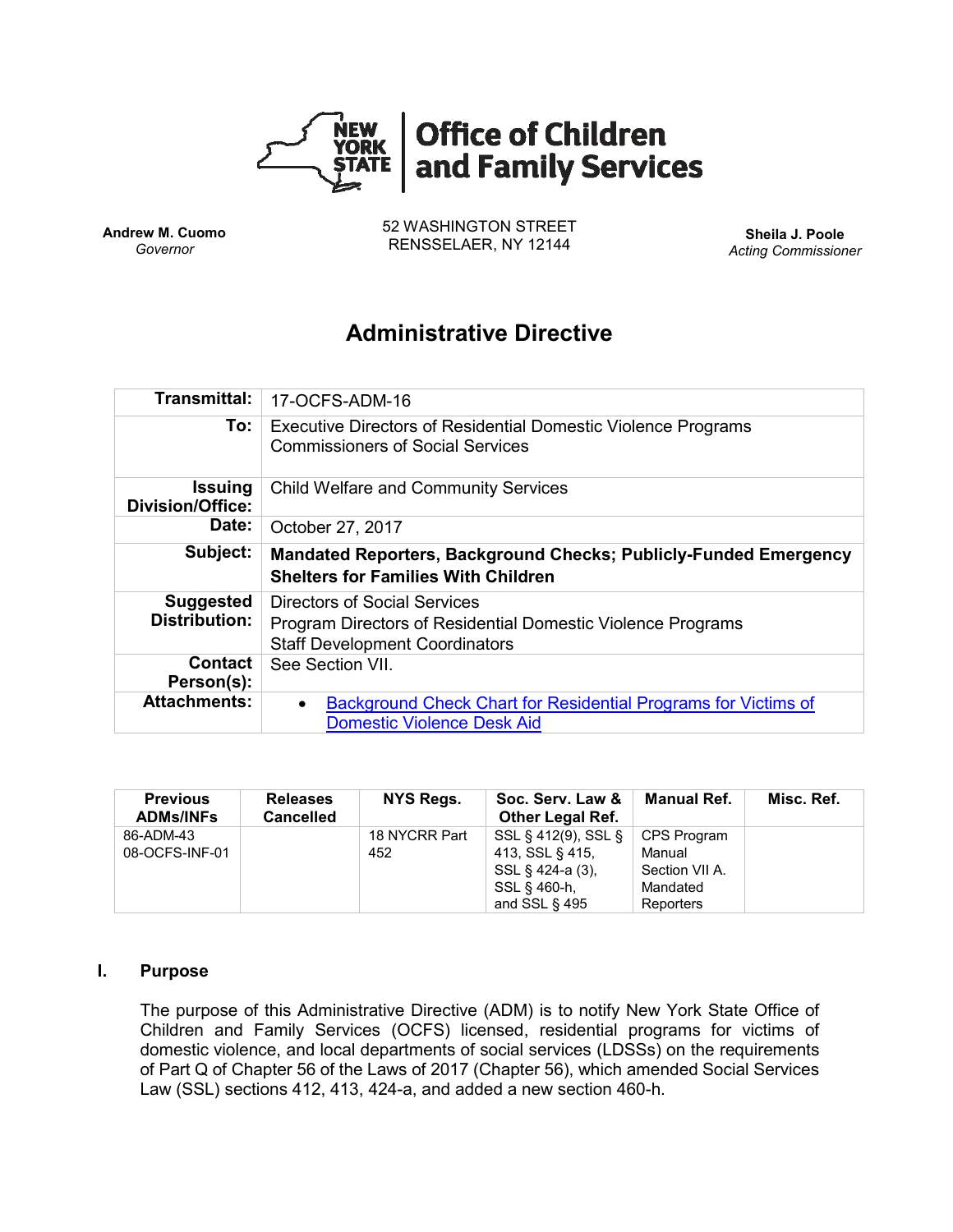**NEW YORK STATE | Office of Children and Family Services**

**Andrew M. Cuomo**
*Governor*

52 WASHINGTON STREET
RENSSELAER, NY 12144

**Sheila J. Poole**
*Acting Commissioner*

# Administrative Directive

| | |
|---|---|
| **Transmittal:** | 17-OCFS-ADM-16 |
| **To:** | Executive Directors of Residential Domestic Violence Programs<br>Commissioners of Social Services |
| **Issuing Division/Office:** | Child Welfare and Community Services |
| **Date:** | October 27, 2017 |
| **Subject:** | **Mandated Reporters, Background Checks; Publicly-Funded Emergency Shelters for Families With Children** |
| **Suggested Distribution:** | Directors of Social Services<br>Program Directors of Residential Domestic Violence Programs<br>Staff Development Coordinators |
| **Contact Person(s):** | See Section VII. |
| **Attachments:** | • [Background Check Chart for Residential Programs for Victims of Domestic Violence Desk Aid] |

| Previous ADMs/INFs | Releases Cancelled | NYS Regs. | Soc. Serv. Law & Other Legal Ref. | Manual Ref. | Misc. Ref. |
|---|---|---|---|---|---|
| 86-ADM-43<br>08-OCFS-INF-01 | | 18 NYCRR Part 452 | SSL § 412(9), SSL § 413, SSL § 415, SSL § 424-a (3), SSL § 460-h, and SSL § 495 | CPS Program Manual Section VII A. Mandated Reporters | |

## I. Purpose

The purpose of this Administrative Directive (ADM) is to notify New York State Office of Children and Family Services (OCFS) licensed, residential programs for victims of domestic violence, and local departments of social services (LDSSs) on the requirements of Part Q of Chapter 56 of the Laws of 2017 (Chapter 56), which amended Social Services Law (SSL) sections 412, 413, 424-a, and added a new section 460-h.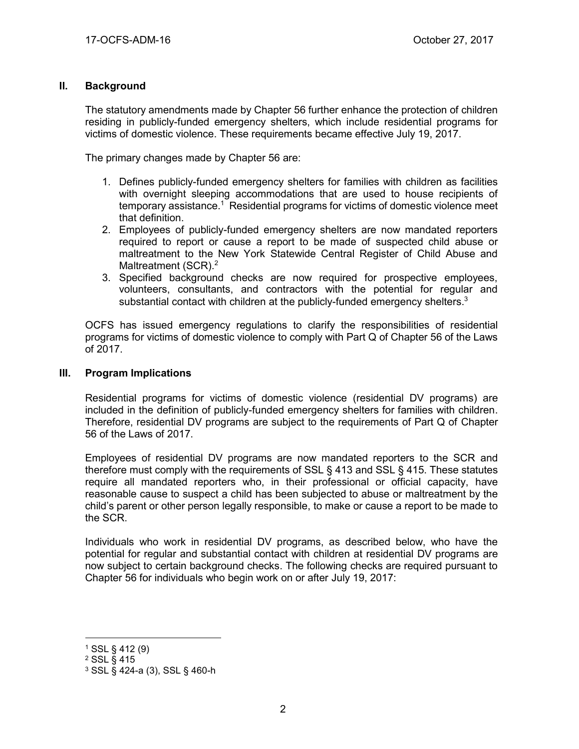## II. Background

The statutory amendments made by Chapter 56 further enhance the protection of children residing in publicly-funded emergency shelters, which include residential programs for victims of domestic violence. These requirements became effective July 19, 2017.

The primary changes made by Chapter 56 are:

1. Defines publicly-funded emergency shelters for families with children as facilities with overnight sleeping accommodations that are used to house recipients of temporary assistance.[1] Residential programs for victims of domestic violence meet that definition.
2. Employees of publicly-funded emergency shelters are now mandated reporters required to report or cause a report to be made of suspected child abuse or maltreatment to the New York Statewide Central Register of Child Abuse and Maltreatment (SCR).[2]
3. Specified background checks are now required for prospective employees, volunteers, consultants, and contractors with the potential for regular and substantial contact with children at the publicly-funded emergency shelters.[3]

OCFS has issued emergency regulations to clarify the responsibilities of residential programs for victims of domestic violence to comply with Part Q of Chapter 56 of the Laws of 2017.

## III. Program Implications

Residential programs for victims of domestic violence (residential DV programs) are included in the definition of publicly-funded emergency shelters for families with children. Therefore, residential DV programs are subject to the requirements of Part Q of Chapter 56 of the Laws of 2017.

Employees of residential DV programs are now mandated reporters to the SCR and therefore must comply with the requirements of SSL § 413 and SSL § 415. These statutes require all mandated reporters who, in their professional or official capacity, have reasonable cause to suspect a child has been subjected to abuse or maltreatment by the child's parent or other person legally responsible, to make or cause a report to be made to the SCR.

Individuals who work in residential DV programs, as described below, who have the potential for regular and substantial contact with children at residential DV programs are now subject to certain background checks. The following checks are required pursuant to Chapter 56 for individuals who begin work on or after July 19, 2017:

---

[1] SSL § 412 (9)
[2] SSL § 415
[3] SSL § 424-a (3), SSL § 460-h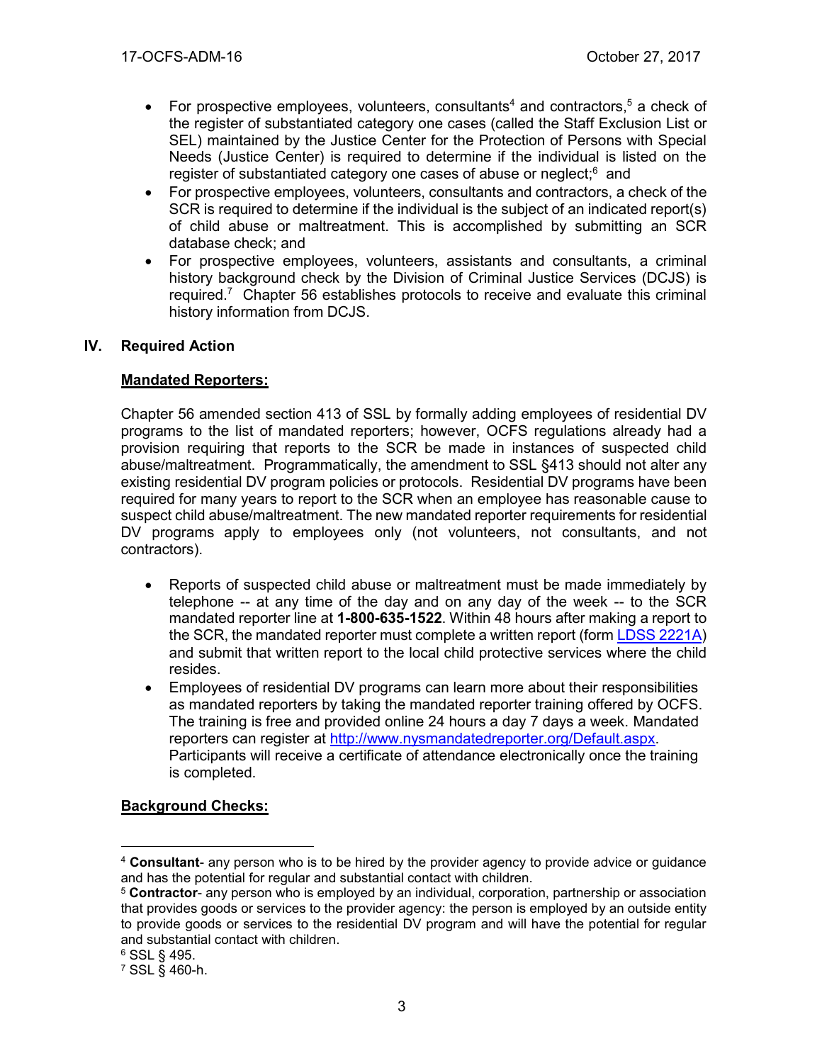- For prospective employees, volunteers, consultants[4] and contractors,[5] a check of the register of substantiated category one cases (called the Staff Exclusion List or SEL) maintained by the Justice Center for the Protection of Persons with Special Needs (Justice Center) is required to determine if the individual is listed on the register of substantiated category one cases of abuse or neglect;[6] and
- For prospective employees, volunteers, consultants and contractors, a check of the SCR is required to determine if the individual is the subject of an indicated report(s) of child abuse or maltreatment. This is accomplished by submitting an SCR database check; and
- For prospective employees, volunteers, assistants and consultants, a criminal history background check by the Division of Criminal Justice Services (DCJS) is required.[7] Chapter 56 establishes protocols to receive and evaluate this criminal history information from DCJS.

## IV. Required Action

**Mandated Reporters:**

Chapter 56 amended section 413 of SSL by formally adding employees of residential DV programs to the list of mandated reporters; however, OCFS regulations already had a provision requiring that reports to the SCR be made in instances of suspected child abuse/maltreatment. Programmatically, the amendment to SSL §413 should not alter any existing residential DV program policies or protocols. Residential DV programs have been required for many years to report to the SCR when an employee has reasonable cause to suspect child abuse/maltreatment. The new mandated reporter requirements for residential DV programs apply to employees only (not volunteers, not consultants, and not contractors).

- Reports of suspected child abuse or maltreatment must be made immediately by telephone -- at any time of the day and on any day of the week -- to the SCR mandated reporter line at **1-800-635-1522**. Within 48 hours after making a report to the SCR, the mandated reporter must complete a written report (form LDSS 2221A) and submit that written report to the local child protective services where the child resides.
- Employees of residential DV programs can learn more about their responsibilities as mandated reporters by taking the mandated reporter training offered by OCFS. The training is free and provided online 24 hours a day 7 days a week. Mandated reporters can register at http://www.nysmandatedreporter.org/Default.aspx. Participants will receive a certificate of attendance electronically once the training is completed.

**Background Checks:**

---

[4] **Consultant**- any person who is to be hired by the provider agency to provide advice or guidance and has the potential for regular and substantial contact with children.

[5] **Contractor**- any person who is employed by an individual, corporation, partnership or association that provides goods or services to the provider agency: the person is employed by an outside entity to provide goods or services to the residential DV program and will have the potential for regular and substantial contact with children.

[6] SSL § 495.

[7] SSL § 460-h.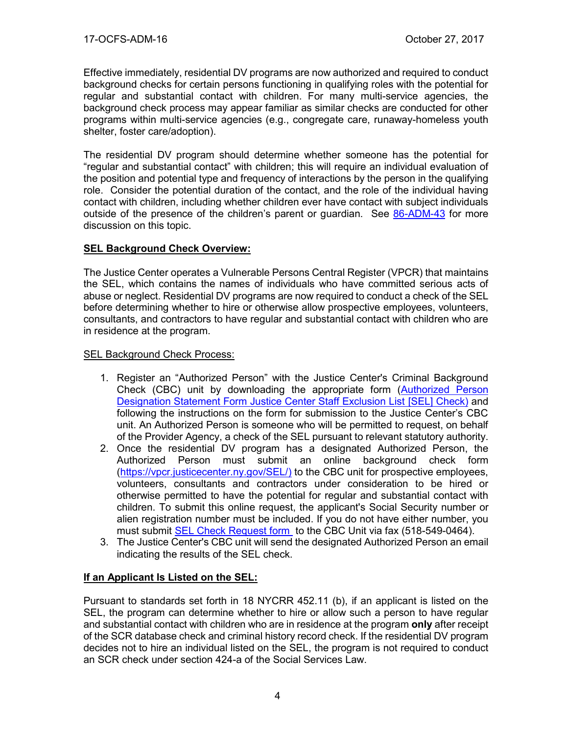Effective immediately, residential DV programs are now authorized and required to conduct background checks for certain persons functioning in qualifying roles with the potential for regular and substantial contact with children. For many multi-service agencies, the background check process may appear familiar as similar checks are conducted for other programs within multi-service agencies (e.g., congregate care, runaway-homeless youth shelter, foster care/adoption).

The residential DV program should determine whether someone has the potential for "regular and substantial contact" with children; this will require an individual evaluation of the position and potential type and frequency of interactions by the person in the qualifying role. Consider the potential duration of the contact, and the role of the individual having contact with children, including whether children ever have contact with subject individuals outside of the presence of the children's parent or guardian. See 86-ADM-43 for more discussion on this topic.

**SEL Background Check Overview:**

The Justice Center operates a Vulnerable Persons Central Register (VPCR) that maintains the SEL, which contains the names of individuals who have committed serious acts of abuse or neglect. Residential DV programs are now required to conduct a check of the SEL before determining whether to hire or otherwise allow prospective employees, volunteers, consultants, and contractors to have regular and substantial contact with children who are in residence at the program.

SEL Background Check Process:

1. Register an "Authorized Person" with the Justice Center's Criminal Background Check (CBC) unit by downloading the appropriate form (Authorized Person Designation Statement Form Justice Center Staff Exclusion List [SEL] Check) and following the instructions on the form for submission to the Justice Center's CBC unit. An Authorized Person is someone who will be permitted to request, on behalf of the Provider Agency, a check of the SEL pursuant to relevant statutory authority.
2. Once the residential DV program has a designated Authorized Person, the Authorized Person must submit an online background check form (https://vpcr.justicecenter.ny.gov/SEL/) to the CBC unit for prospective employees, volunteers, consultants and contractors under consideration to be hired or otherwise permitted to have the potential for regular and substantial contact with children. To submit this online request, the applicant's Social Security number or alien registration number must be included. If you do not have either number, you must submit SEL Check Request form to the CBC Unit via fax (518-549-0464).
3. The Justice Center's CBC unit will send the designated Authorized Person an email indicating the results of the SEL check.

**If an Applicant Is Listed on the SEL:**

Pursuant to standards set forth in 18 NYCRR 452.11 (b), if an applicant is listed on the SEL, the program can determine whether to hire or allow such a person to have regular and substantial contact with children who are in residence at the program **only** after receipt of the SCR database check and criminal history record check. If the residential DV program decides not to hire an individual listed on the SEL, the program is not required to conduct an SCR check under section 424-a of the Social Services Law.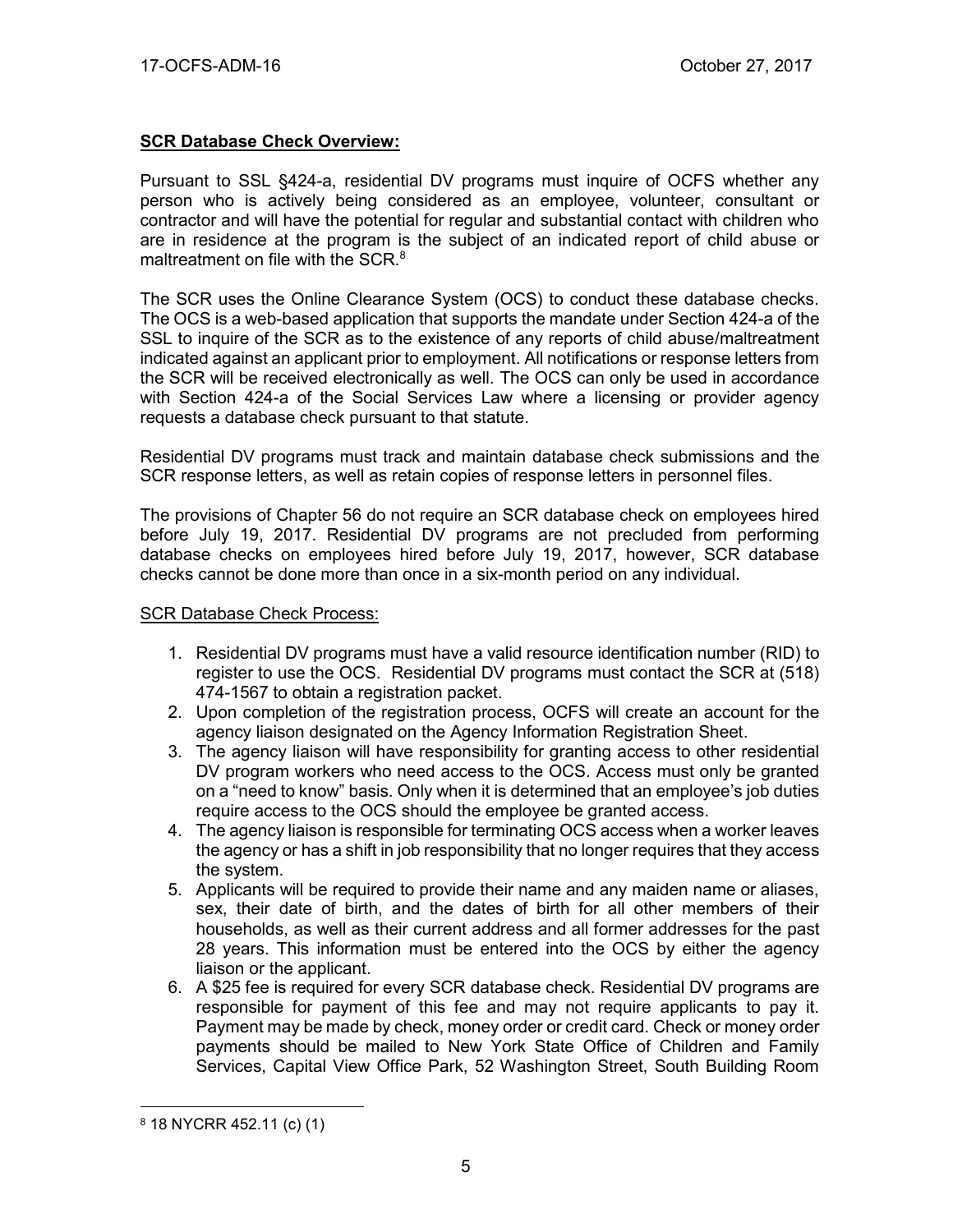**SCR Database Check Overview:**

Pursuant to SSL §424-a, residential DV programs must inquire of OCFS whether any person who is actively being considered as an employee, volunteer, consultant or contractor and will have the potential for regular and substantial contact with children who are in residence at the program is the subject of an indicated report of child abuse or maltreatment on file with the SCR.[8]

The SCR uses the Online Clearance System (OCS) to conduct these database checks. The OCS is a web-based application that supports the mandate under Section 424-a of the SSL to inquire of the SCR as to the existence of any reports of child abuse/maltreatment indicated against an applicant prior to employment. All notifications or response letters from the SCR will be received electronically as well. The OCS can only be used in accordance with Section 424-a of the Social Services Law where a licensing or provider agency requests a database check pursuant to that statute.

Residential DV programs must track and maintain database check submissions and the SCR response letters, as well as retain copies of response letters in personnel files.

The provisions of Chapter 56 do not require an SCR database check on employees hired before July 19, 2017. Residential DV programs are not precluded from performing database checks on employees hired before July 19, 2017, however, SCR database checks cannot be done more than once in a six-month period on any individual.

SCR Database Check Process:

1. Residential DV programs must have a valid resource identification number (RID) to register to use the OCS. Residential DV programs must contact the SCR at (518) 474-1567 to obtain a registration packet.
2. Upon completion of the registration process, OCFS will create an account for the agency liaison designated on the Agency Information Registration Sheet.
3. The agency liaison will have responsibility for granting access to other residential DV program workers who need access to the OCS. Access must only be granted on a "need to know" basis. Only when it is determined that an employee's job duties require access to the OCS should the employee be granted access.
4. The agency liaison is responsible for terminating OCS access when a worker leaves the agency or has a shift in job responsibility that no longer requires that they access the system.
5. Applicants will be required to provide their name and any maiden name or aliases, sex, their date of birth, and the dates of birth for all other members of their households, as well as their current address and all former addresses for the past 28 years. This information must be entered into the OCS by either the agency liaison or the applicant.
6. A $25 fee is required for every SCR database check. Residential DV programs are responsible for payment of this fee and may not require applicants to pay it. Payment may be made by check, money order or credit card. Check or money order payments should be mailed to New York State Office of Children and Family Services, Capital View Office Park, 52 Washington Street, South Building Room

[8] 18 NYCRR 452.11 (c) (1)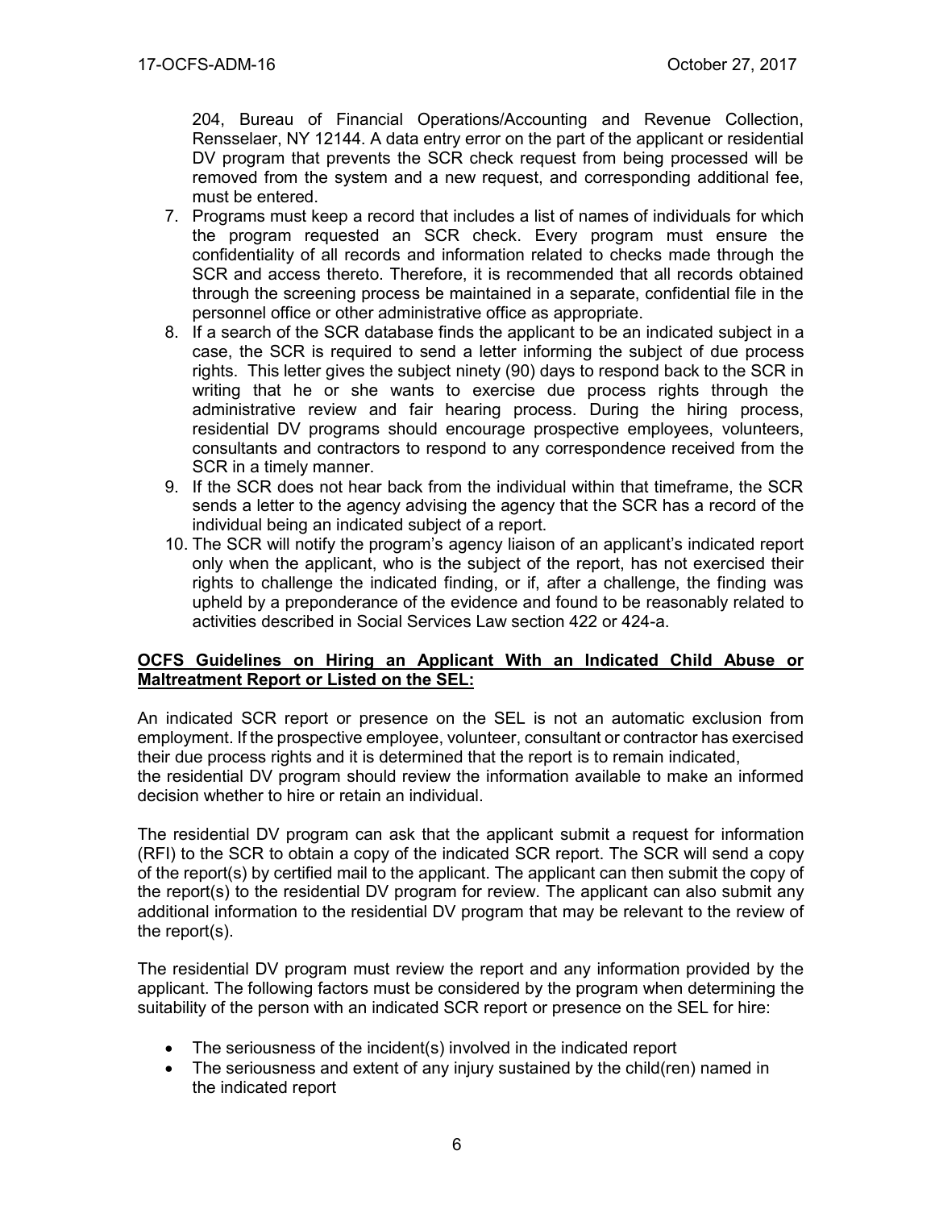204, Bureau of Financial Operations/Accounting and Revenue Collection, Rensselaer, NY 12144. A data entry error on the part of the applicant or residential DV program that prevents the SCR check request from being processed will be removed from the system and a new request, and corresponding additional fee, must be entered.

7. Programs must keep a record that includes a list of names of individuals for which the program requested an SCR check. Every program must ensure the confidentiality of all records and information related to checks made through the SCR and access thereto. Therefore, it is recommended that all records obtained through the screening process be maintained in a separate, confidential file in the personnel office or other administrative office as appropriate.
8. If a search of the SCR database finds the applicant to be an indicated subject in a case, the SCR is required to send a letter informing the subject of due process rights. This letter gives the subject ninety (90) days to respond back to the SCR in writing that he or she wants to exercise due process rights through the administrative review and fair hearing process. During the hiring process, residential DV programs should encourage prospective employees, volunteers, consultants and contractors to respond to any correspondence received from the SCR in a timely manner.
9. If the SCR does not hear back from the individual within that timeframe, the SCR sends a letter to the agency advising the agency that the SCR has a record of the individual being an indicated subject of a report.
10. The SCR will notify the program's agency liaison of an applicant's indicated report only when the applicant, who is the subject of the report, has not exercised their rights to challenge the indicated finding, or if, after a challenge, the finding was upheld by a preponderance of the evidence and found to be reasonably related to activities described in Social Services Law section 422 or 424-a.

**OCFS Guidelines on Hiring an Applicant With an Indicated Child Abuse or Maltreatment Report or Listed on the SEL:**

An indicated SCR report or presence on the SEL is not an automatic exclusion from employment. If the prospective employee, volunteer, consultant or contractor has exercised their due process rights and it is determined that the report is to remain indicated, the residential DV program should review the information available to make an informed decision whether to hire or retain an individual.

The residential DV program can ask that the applicant submit a request for information (RFI) to the SCR to obtain a copy of the indicated SCR report. The SCR will send a copy of the report(s) by certified mail to the applicant. The applicant can then submit the copy of the report(s) to the residential DV program for review. The applicant can also submit any additional information to the residential DV program that may be relevant to the review of the report(s).

The residential DV program must review the report and any information provided by the applicant. The following factors must be considered by the program when determining the suitability of the person with an indicated SCR report or presence on the SEL for hire:

- The seriousness of the incident(s) involved in the indicated report
- The seriousness and extent of any injury sustained by the child(ren) named in the indicated report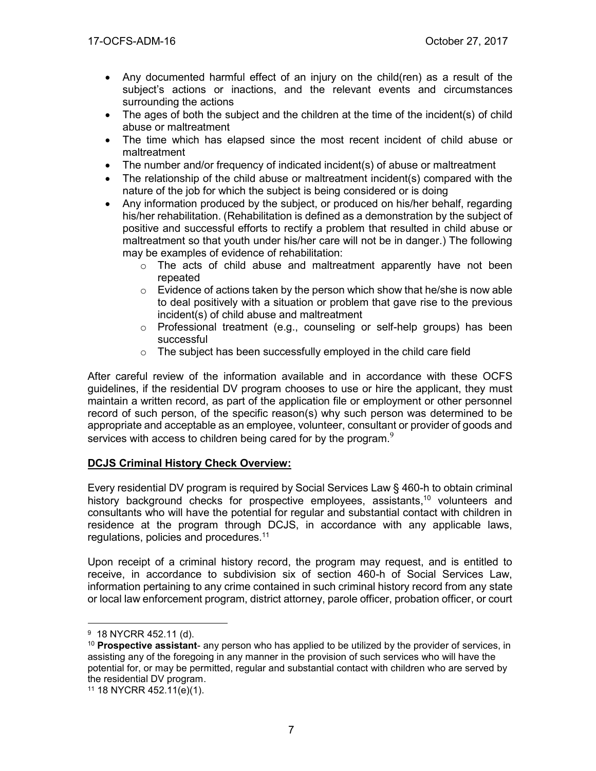- Any documented harmful effect of an injury on the child(ren) as a result of the subject's actions or inactions, and the relevant events and circumstances surrounding the actions
- The ages of both the subject and the children at the time of the incident(s) of child abuse or maltreatment
- The time which has elapsed since the most recent incident of child abuse or maltreatment
- The number and/or frequency of indicated incident(s) of abuse or maltreatment
- The relationship of the child abuse or maltreatment incident(s) compared with the nature of the job for which the subject is being considered or is doing
- Any information produced by the subject, or produced on his/her behalf, regarding his/her rehabilitation. (Rehabilitation is defined as a demonstration by the subject of positive and successful efforts to rectify a problem that resulted in child abuse or maltreatment so that youth under his/her care will not be in danger.) The following may be examples of evidence of rehabilitation:
  - The acts of child abuse and maltreatment apparently have not been repeated
  - Evidence of actions taken by the person which show that he/she is now able to deal positively with a situation or problem that gave rise to the previous incident(s) of child abuse and maltreatment
  - Professional treatment (e.g., counseling or self-help groups) has been successful
  - The subject has been successfully employed in the child care field

After careful review of the information available and in accordance with these OCFS guidelines, if the residential DV program chooses to use or hire the applicant, they must maintain a written record, as part of the application file or employment or other personnel record of such person, of the specific reason(s) why such person was determined to be appropriate and acceptable as an employee, volunteer, consultant or provider of goods and services with access to children being cared for by the program.[9]

**DCJS Criminal History Check Overview:**

Every residential DV program is required by Social Services Law § 460-h to obtain criminal history background checks for prospective employees, assistants,[10] volunteers and consultants who will have the potential for regular and substantial contact with children in residence at the program through DCJS, in accordance with any applicable laws, regulations, policies and procedures.[11]

Upon receipt of a criminal history record, the program may request, and is entitled to receive, in accordance to subdivision six of section 460-h of Social Services Law, information pertaining to any crime contained in such criminal history record from any state or local law enforcement program, district attorney, parole officer, probation officer, or court

---

[9] 18 NYCRR 452.11 (d).

[10] **Prospective assistant**- any person who has applied to be utilized by the provider of services, in assisting any of the foregoing in any manner in the provision of such services who will have the potential for, or may be permitted, regular and substantial contact with children who are served by the residential DV program.

[11] 18 NYCRR 452.11(e)(1).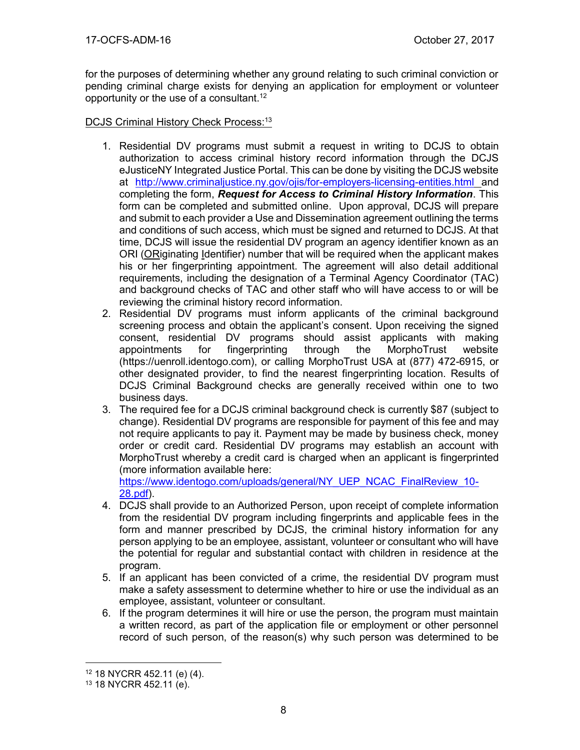for the purposes of determining whether any ground relating to such criminal conviction or pending criminal charge exists for denying an application for employment or volunteer opportunity or the use of a consultant.[12]

DCJS Criminal History Check Process:[13]

1. Residential DV programs must submit a request in writing to DCJS to obtain authorization to access criminal history record information through the DCJS eJusticeNY Integrated Justice Portal. This can be done by visiting the DCJS website at [http://www.criminaljustice.ny.gov/ojis/for-employers-licensing-entities.html](http://www.criminaljustice.ny.gov/ojis/for-employers-licensing-entities.html) and completing the form, ***Request for Access to Criminal History Information***. This form can be completed and submitted online. Upon approval, DCJS will prepare and submit to each provider a Use and Dissemination agreement outlining the terms and conditions of such access, which must be signed and returned to DCJS. At that time, DCJS will issue the residential DV program an agency identifier known as an ORI (ORiginating Identifier) number that will be required when the applicant makes his or her fingerprinting appointment. The agreement will also detail additional requirements, including the designation of a Terminal Agency Coordinator (TAC) and background checks of TAC and other staff who will have access to or will be reviewing the criminal history record information.
2. Residential DV programs must inform applicants of the criminal background screening process and obtain the applicant's consent. Upon receiving the signed consent, residential DV programs should assist applicants with making appointments for fingerprinting through the MorphoTrust website (https://uenroll.identogo.com), or calling MorphoTrust USA at (877) 472-6915, or other designated provider, to find the nearest fingerprinting location. Results of DCJS Criminal Background checks are generally received within one to two business days.
3. The required fee for a DCJS criminal background check is currently $87 (subject to change). Residential DV programs are responsible for payment of this fee and may not require applicants to pay it. Payment may be made by business check, money order or credit card. Residential DV programs may establish an account with MorphoTrust whereby a credit card is charged when an applicant is fingerprinted (more information available here: [https://www.identogo.com/uploads/general/NY_UEP_NCAC_FinalReview_10-28.pdf](https://www.identogo.com/uploads/general/NY_UEP_NCAC_FinalReview_10-28.pdf)).
4. DCJS shall provide to an Authorized Person, upon receipt of complete information from the residential DV program including fingerprints and applicable fees in the form and manner prescribed by DCJS, the criminal history information for any person applying to be an employee, assistant, volunteer or consultant who will have the potential for regular and substantial contact with children in residence at the program.
5. If an applicant has been convicted of a crime, the residential DV program must make a safety assessment to determine whether to hire or use the individual as an employee, assistant, volunteer or consultant.
6. If the program determines it will hire or use the person, the program must maintain a written record, as part of the application file or employment or other personnel record of such person, of the reason(s) why such person was determined to be

---

[12] 18 NYCRR 452.11 (e) (4).

[13] 18 NYCRR 452.11 (e).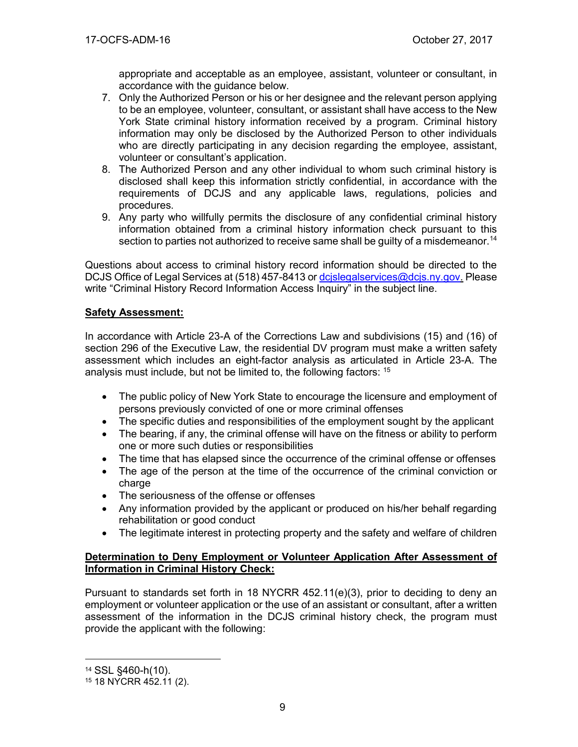appropriate and acceptable as an employee, assistant, volunteer or consultant, in accordance with the guidance below.

7. Only the Authorized Person or his or her designee and the relevant person applying to be an employee, volunteer, consultant, or assistant shall have access to the New York State criminal history information received by a program. Criminal history information may only be disclosed by the Authorized Person to other individuals who are directly participating in any decision regarding the employee, assistant, volunteer or consultant's application.
8. The Authorized Person and any other individual to whom such criminal history is disclosed shall keep this information strictly confidential, in accordance with the requirements of DCJS and any applicable laws, regulations, policies and procedures.
9. Any party who willfully permits the disclosure of any confidential criminal history information obtained from a criminal history information check pursuant to this section to parties not authorized to receive same shall be guilty of a misdemeanor.[14]

Questions about access to criminal history record information should be directed to the DCJS Office of Legal Services at (518) 457-8413 or dcjslegalservices@dcjs.ny.gov. Please write "Criminal History Record Information Access Inquiry" in the subject line.

**Safety Assessment:**

In accordance with Article 23-A of the Corrections Law and subdivisions (15) and (16) of section 296 of the Executive Law, the residential DV program must make a written safety assessment which includes an eight-factor analysis as articulated in Article 23-A. The analysis must include, but not be limited to, the following factors: [15]

- The public policy of New York State to encourage the licensure and employment of persons previously convicted of one or more criminal offenses
- The specific duties and responsibilities of the employment sought by the applicant
- The bearing, if any, the criminal offense will have on the fitness or ability to perform one or more such duties or responsibilities
- The time that has elapsed since the occurrence of the criminal offense or offenses
- The age of the person at the time of the occurrence of the criminal conviction or charge
- The seriousness of the offense or offenses
- Any information provided by the applicant or produced on his/her behalf regarding rehabilitation or good conduct
- The legitimate interest in protecting property and the safety and welfare of children

**Determination to Deny Employment or Volunteer Application After Assessment of Information in Criminal History Check:**

Pursuant to standards set forth in 18 NYCRR 452.11(e)(3), prior to deciding to deny an employment or volunteer application or the use of an assistant or consultant, after a written assessment of the information in the DCJS criminal history check, the program must provide the applicant with the following:

[14] SSL §460-h(10).

[15] 18 NYCRR 452.11 (2).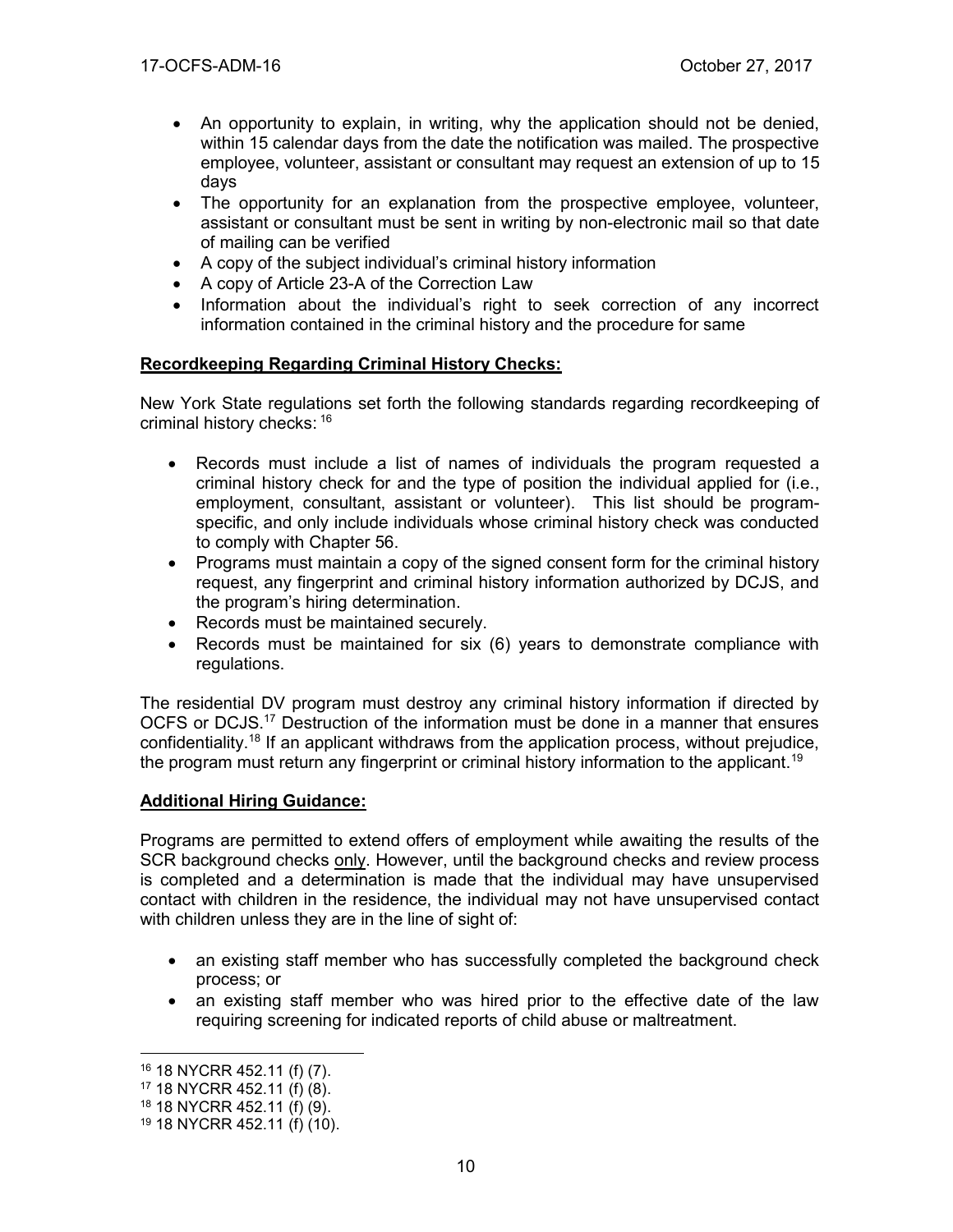- An opportunity to explain, in writing, why the application should not be denied, within 15 calendar days from the date the notification was mailed. The prospective employee, volunteer, assistant or consultant may request an extension of up to 15 days
- The opportunity for an explanation from the prospective employee, volunteer, assistant or consultant must be sent in writing by non-electronic mail so that date of mailing can be verified
- A copy of the subject individual's criminal history information
- A copy of Article 23-A of the Correction Law
- Information about the individual's right to seek correction of any incorrect information contained in the criminal history and the procedure for same

**Recordkeeping Regarding Criminal History Checks:**

New York State regulations set forth the following standards regarding recordkeeping of criminal history checks: [16]

- Records must include a list of names of individuals the program requested a criminal history check for and the type of position the individual applied for (i.e., employment, consultant, assistant or volunteer). This list should be program-specific, and only include individuals whose criminal history check was conducted to comply with Chapter 56.
- Programs must maintain a copy of the signed consent form for the criminal history request, any fingerprint and criminal history information authorized by DCJS, and the program's hiring determination.
- Records must be maintained securely.
- Records must be maintained for six (6) years to demonstrate compliance with regulations.

The residential DV program must destroy any criminal history information if directed by OCFS or DCJS.[17] Destruction of the information must be done in a manner that ensures confidentiality.[18] If an applicant withdraws from the application process, without prejudice, the program must return any fingerprint or criminal history information to the applicant.[19]

**Additional Hiring Guidance:**

Programs are permitted to extend offers of employment while awaiting the results of the SCR background checks only. However, until the background checks and review process is completed and a determination is made that the individual may have unsupervised contact with children in the residence, the individual may not have unsupervised contact with children unless they are in the line of sight of:

- an existing staff member who has successfully completed the background check process; or
- an existing staff member who was hired prior to the effective date of the law requiring screening for indicated reports of child abuse or maltreatment.

---

[16] 18 NYCRR 452.11 (f) (7).
[17] 18 NYCRR 452.11 (f) (8).
[18] 18 NYCRR 452.11 (f) (9).
[19] 18 NYCRR 452.11 (f) (10).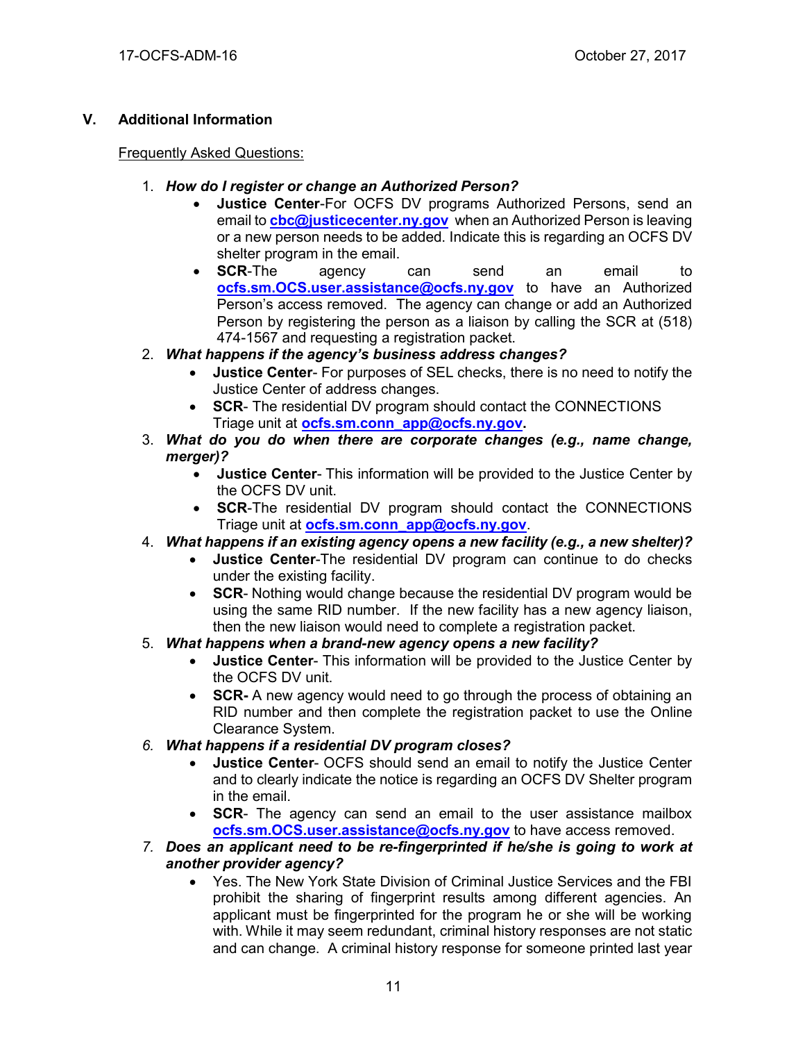## V. Additional Information

Frequently Asked Questions:

1. ***How do I register or change an Authorized Person?***
   - **Justice Center**-For OCFS DV programs Authorized Persons, send an email to **cbc@justicecenter.ny.gov** when an Authorized Person is leaving or a new person needs to be added. Indicate this is regarding an OCFS DV shelter program in the email.
   - **SCR**-The agency can send an email to **ocfs.sm.OCS.user.assistance@ocfs.ny.gov** to have an Authorized Person's access removed. The agency can change or add an Authorized Person by registering the person as a liaison by calling the SCR at (518) 474-1567 and requesting a registration packet.
2. ***What happens if the agency's business address changes?***
   - **Justice Center**- For purposes of SEL checks, there is no need to notify the Justice Center of address changes.
   - **SCR**- The residential DV program should contact the CONNECTIONS Triage unit at **ocfs.sm.conn_app@ocfs.ny.gov.**
3. ***What do you do when there are corporate changes (e.g., name change, merger)?***
   - **Justice Center**- This information will be provided to the Justice Center by the OCFS DV unit.
   - **SCR**-The residential DV program should contact the CONNECTIONS Triage unit at **ocfs.sm.conn_app@ocfs.ny.gov**.
4. ***What happens if an existing agency opens a new facility (e.g., a new shelter)?***
   - **Justice Center**-The residential DV program can continue to do checks under the existing facility.
   - **SCR**- Nothing would change because the residential DV program would be using the same RID number. If the new facility has a new agency liaison, then the new liaison would need to complete a registration packet.
5. ***What happens when a brand-new agency opens a new facility?***
   - **Justice Center**- This information will be provided to the Justice Center by the OCFS DV unit.
   - **SCR-** A new agency would need to go through the process of obtaining an RID number and then complete the registration packet to use the Online Clearance System.
6. ***What happens if a residential DV program closes?***
   - **Justice Center**- OCFS should send an email to notify the Justice Center and to clearly indicate the notice is regarding an OCFS DV Shelter program in the email.
   - **SCR**- The agency can send an email to the user assistance mailbox **ocfs.sm.OCS.user.assistance@ocfs.ny.gov** to have access removed.
7. ***Does an applicant need to be re-fingerprinted if he/she is going to work at another provider agency?***
   - Yes. The New York State Division of Criminal Justice Services and the FBI prohibit the sharing of fingerprint results among different agencies. An applicant must be fingerprinted for the program he or she will be working with. While it may seem redundant, criminal history responses are not static and can change. A criminal history response for someone printed last year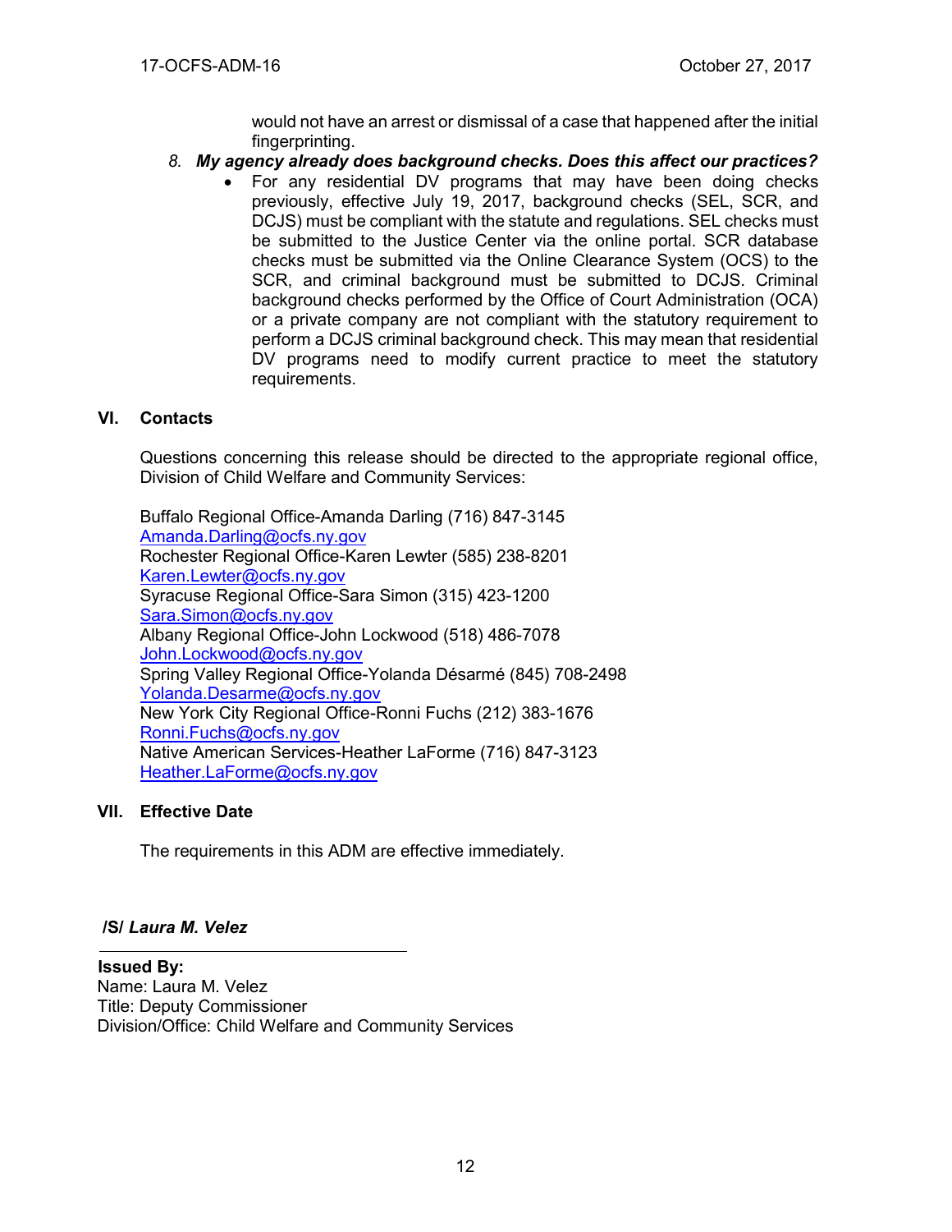would not have an arrest or dismissal of a case that happened after the initial fingerprinting.

8. ***My agency already does background checks. Does this affect our practices?***
   - For any residential DV programs that may have been doing checks previously, effective July 19, 2017, background checks (SEL, SCR, and DCJS) must be compliant with the statute and regulations. SEL checks must be submitted to the Justice Center via the online portal. SCR database checks must be submitted via the Online Clearance System (OCS) to the SCR, and criminal background must be submitted to DCJS. Criminal background checks performed by the Office of Court Administration (OCA) or a private company are not compliant with the statutory requirement to perform a DCJS criminal background check. This may mean that residential DV programs need to modify current practice to meet the statutory requirements.

## VI. Contacts

Questions concerning this release should be directed to the appropriate regional office, Division of Child Welfare and Community Services:

Buffalo Regional Office-Amanda Darling (716) 847-3145
Amanda.Darling@ocfs.ny.gov
Rochester Regional Office-Karen Lewter (585) 238-8201
Karen.Lewter@ocfs.ny.gov
Syracuse Regional Office-Sara Simon (315) 423-1200
Sara.Simon@ocfs.ny.gov
Albany Regional Office-John Lockwood (518) 486-7078
John.Lockwood@ocfs.ny.gov
Spring Valley Regional Office-Yolanda Désarmé (845) 708-2498
Yolanda.Desarme@ocfs.ny.gov
New York City Regional Office-Ronni Fuchs (212) 383-1676
Ronni.Fuchs@ocfs.ny.gov
Native American Services-Heather LaForme (716) 847-3123
Heather.LaForme@ocfs.ny.gov

## VII. Effective Date

The requirements in this ADM are effective immediately.

**/S/ *Laura M. Velez***

---

**Issued By:**
Name: Laura M. Velez
Title: Deputy Commissioner
Division/Office: Child Welfare and Community Services